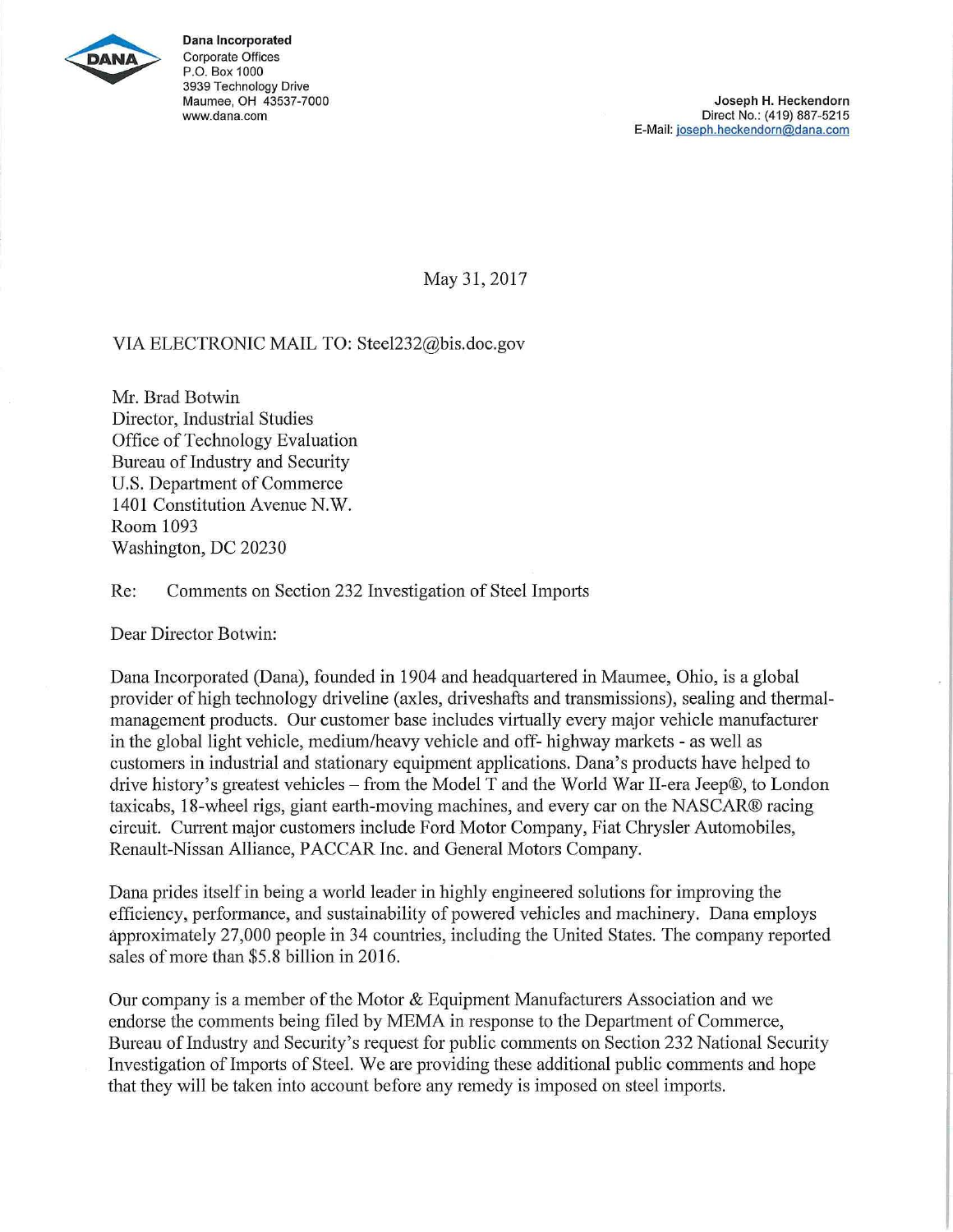**Dana Incorporated**
Corporate Offices
P.O. Box 1000
3939 Technology Drive
Maumee, OH 43537-7000
www.dana.com

**Joseph H. Heckendorn**
Direct No.: (419) 887-5215
E-Mail: joseph.heckendorn@dana.com

May 31, 2017

VIA ELECTRONIC MAIL TO: Steel232@bis.doc.gov

Mr. Brad Botwin
Director, Industrial Studies
Office of Technology Evaluation
Bureau of Industry and Security
U.S. Department of Commerce
1401 Constitution Avenue N.W.
Room 1093
Washington, DC 20230

Re: Comments on Section 232 Investigation of Steel Imports

Dear Director Botwin:

Dana Incorporated (Dana), founded in 1904 and headquartered in Maumee, Ohio, is a global provider of high technology driveline (axles, driveshafts and transmissions), sealing and thermal-management products. Our customer base includes virtually every major vehicle manufacturer in the global light vehicle, medium/heavy vehicle and off- highway markets - as well as customers in industrial and stationary equipment applications. Dana's products have helped to drive history's greatest vehicles – from the Model T and the World War II-era Jeep®, to London taxicabs, 18-wheel rigs, giant earth-moving machines, and every car on the NASCAR® racing circuit. Current major customers include Ford Motor Company, Fiat Chrysler Automobiles, Renault-Nissan Alliance, PACCAR Inc. and General Motors Company.

Dana prides itself in being a world leader in highly engineered solutions for improving the efficiency, performance, and sustainability of powered vehicles and machinery. Dana employs approximately 27,000 people in 34 countries, including the United States. The company reported sales of more than $5.8 billion in 2016.

Our company is a member of the Motor & Equipment Manufacturers Association and we endorse the comments being filed by MEMA in response to the Department of Commerce, Bureau of Industry and Security's request for public comments on Section 232 National Security Investigation of Imports of Steel. We are providing these additional public comments and hope that they will be taken into account before any remedy is imposed on steel imports.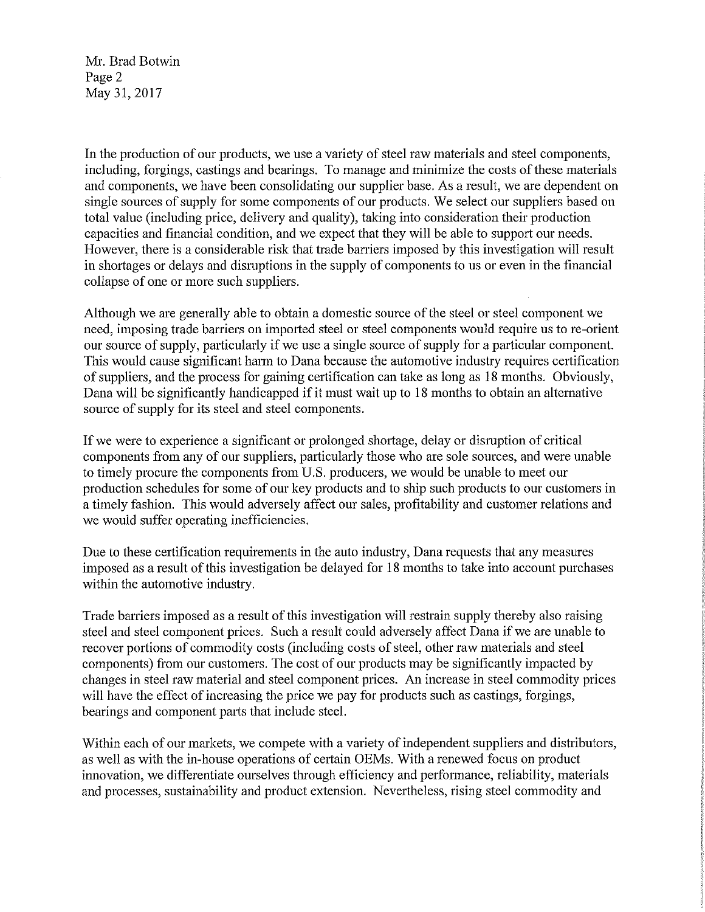In the production of our products, we use a variety of steel raw materials and steel components, including, forgings, castings and bearings. To manage and minimize the costs of these materials and components, we have been consolidating our supplier base. As a result, we are dependent on single sources of supply for some components of our products. We select our suppliers based on total value (including price, delivery and quality), taking into consideration their production capacities and financial condition, and we expect that they will be able to support our needs. However, there is a considerable risk that trade barriers imposed by this investigation will result in shortages or delays and disruptions in the supply of components to us or even in the financial collapse of one or more such suppliers.

Although we are generally able to obtain a domestic source of the steel or steel component we need, imposing trade barriers on imported steel or steel components would require us to re-orient our source of supply, particularly if we use a single source of supply for a particular component. This would cause significant harm to Dana because the automotive industry requires certification of suppliers, and the process for gaining certification can take as long as 18 months. Obviously, Dana will be significantly handicapped if it must wait up to 18 months to obtain an alternative source of supply for its steel and steel components.

If we were to experience a significant or prolonged shortage, delay or disruption of critical components from any of our suppliers, particularly those who are sole sources, and were unable to timely procure the components from U.S. producers, we would be unable to meet our production schedules for some of our key products and to ship such products to our customers in a timely fashion. This would adversely affect our sales, profitability and customer relations and we would suffer operating inefficiencies.

Due to these certification requirements in the auto industry, Dana requests that any measures imposed as a result of this investigation be delayed for 18 months to take into account purchases within the automotive industry.

Trade barriers imposed as a result of this investigation will restrain supply thereby also raising steel and steel component prices. Such a result could adversely affect Dana if we are unable to recover portions of commodity costs (including costs of steel, other raw materials and steel components) from our customers. The cost of our products may be significantly impacted by changes in steel raw material and steel component prices. An increase in steel commodity prices will have the effect of increasing the price we pay for products such as castings, forgings, bearings and component parts that include steel.

Within each of our markets, we compete with a variety of independent suppliers and distributors, as well as with the in-house operations of certain OEMs. With a renewed focus on product innovation, we differentiate ourselves through efficiency and performance, reliability, materials and processes, sustainability and product extension. Nevertheless, rising steel commodity and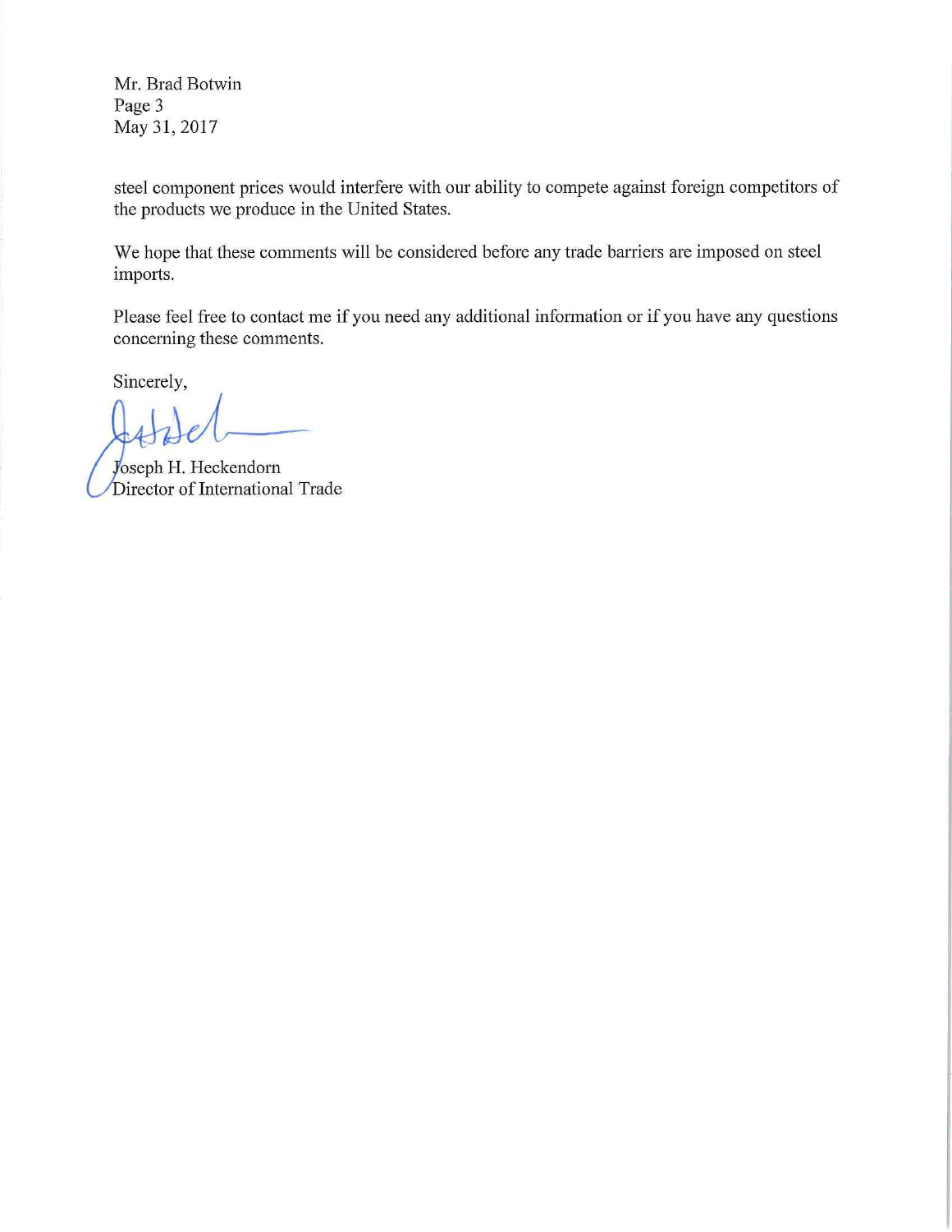steel component prices would interfere with our ability to compete against foreign competitors of the products we produce in the United States.

We hope that these comments will be considered before any trade barriers are imposed on steel imports.

Please feel free to contact me if you need any additional information or if you have any questions concerning these comments.

Sincerely,

Joseph H. Heckendorn
Director of International Trade